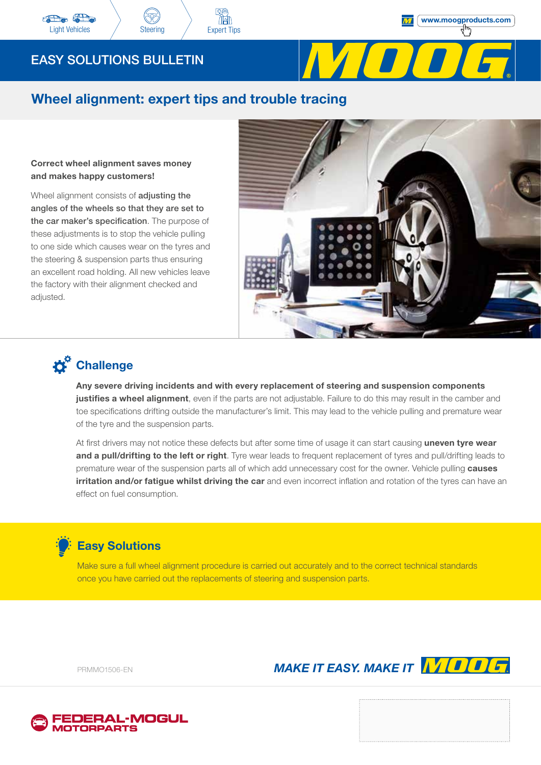Light Vehicles | Steering | Expert Tips

www.moogproducts.com

# EASY SOLUTIONS BULLETIN

## Wheel alignment: expert tips and trouble tracing

**Correct wheel alignment saves money and makes happy customers!**

Wheel alignment consists of **adjusting the angles of the wheels so that they are set to the car maker's specification**. The purpose of these adjustments is to stop the vehicle pulling to one side which causes wear on the tyres and the steering & suspension parts thus ensuring an excellent road holding. All new vehicles leave the factory with their alignment checked and adjusted.

### Challenge

**Any severe driving incidents and with every replacement of steering and suspension components justifies a wheel alignment**, even if the parts are not adjustable. Failure to do this may result in the camber and toe specifications drifting outside the manufacturer's limit. This may lead to the vehicle pulling and premature wear of the tyre and the suspension parts.

At first drivers may not notice these defects but after some time of usage it can start causing **uneven tyre wear and a pull/drifting to the left or right**. Tyre wear leads to frequent replacement of tyres and pull/drifting leads to premature wear of the suspension parts all of which add unnecessary cost for the owner. Vehicle pulling **causes irritation and/or fatigue whilst driving the car** and even incorrect inflation and rotation of the tyres can have an effect on fuel consumption.

### Easy Solutions

Make sure a full wheel alignment procedure is carried out accurately and to the correct technical standards once you have carried out the replacements of steering and suspension parts.

PRMMO1506-EN

*MAKE IT EASY. MAKE IT MOOG*

FEDERAL-MOGUL MOTORPARTS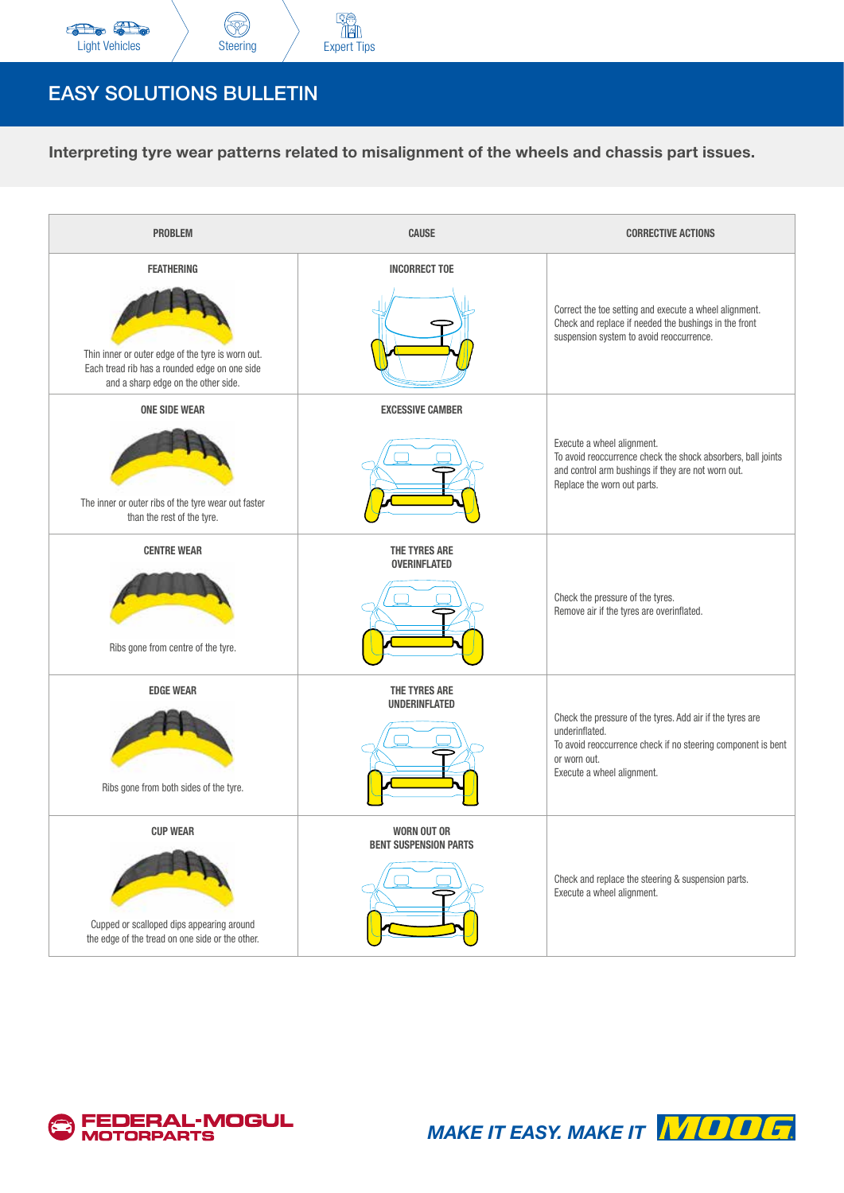Light Vehicles · Steering · Expert Tips

# EASY SOLUTIONS BULLETIN

## Interpreting tyre wear patterns related to misalignment of the wheels and chassis part issues.

| PROBLEM | CAUSE | CORRECTIVE ACTIONS |
|---|---|---|
| **FEATHERING**<br>Thin inner or outer edge of the tyre is worn out. Each tread rib has a rounded edge on one side and a sharp edge on the other side. | **INCORRECT TOE** | Correct the toe setting and execute a wheel alignment.<br>Check and replace if needed the bushings in the front suspension system to avoid reoccurrence. |
| **ONE SIDE WEAR**<br>The inner or outer ribs of the tyre wear out faster than the rest of the tyre. | **EXCESSIVE CAMBER** | Execute a wheel alignment.<br>To avoid reoccurrence check the shock absorbers, ball joints and control arm bushings if they are not worn out.<br>Replace the worn out parts. |
| **CENTRE WEAR**<br>Ribs gone from centre of the tyre. | **THE TYRES ARE OVERINFLATED** | Check the pressure of the tyres.<br>Remove air if the tyres are overinflated. |
| **EDGE WEAR**<br>Ribs gone from both sides of the tyre. | **THE TYRES ARE UNDERINFLATED** | Check the pressure of the tyres. Add air if the tyres are underinflated.<br>To avoid reoccurrence check if no steering component is bent or worn out.<br>Execute a wheel alignment. |
| **CUP WEAR**<br>Cupped or scalloped dips appearing around the edge of the tread on one side or the other. | **WORN OUT OR BENT SUSPENSION PARTS** | Check and replace the steering & suspension parts.<br>Execute a wheel alignment. |

FEDERAL-MOGUL MOTORPARTS

*MAKE IT EASY. MAKE IT MOOG*